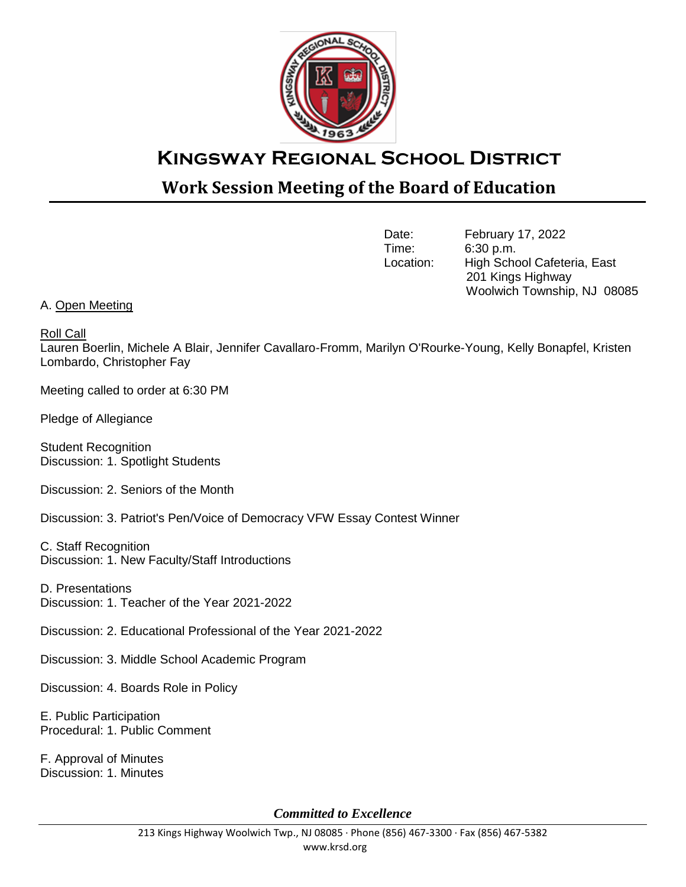# Kingsway Regional School District

## Work Session Meeting of the Board of Education

Date: February 17, 2022
Time: 6:30 p.m.
Location: High School Cafeteria, East
201 Kings Highway
Woolwich Township, NJ 08085

A. Open Meeting

Roll Call
Lauren Boerlin, Michele A Blair, Jennifer Cavallaro-Fromm, Marilyn O'Rourke-Young, Kelly Bonapfel, Kristen Lombardo, Christopher Fay

Meeting called to order at 6:30 PM

Pledge of Allegiance

Student Recognition
Discussion: 1. Spotlight Students

Discussion: 2. Seniors of the Month

Discussion: 3. Patriot's Pen/Voice of Democracy VFW Essay Contest Winner

C. Staff Recognition
Discussion: 1. New Faculty/Staff Introductions

D. Presentations
Discussion: 1. Teacher of the Year 2021-2022

Discussion: 2. Educational Professional of the Year 2021-2022

Discussion: 3. Middle School Academic Program

Discussion: 4. Boards Role in Policy

E. Public Participation
Procedural: 1. Public Comment

F. Approval of Minutes
Discussion: 1. Minutes

*Committed to Excellence*

213 Kings Highway Woolwich Twp., NJ 08085 · Phone (856) 467-3300 · Fax (856) 467-5382
www.krsd.org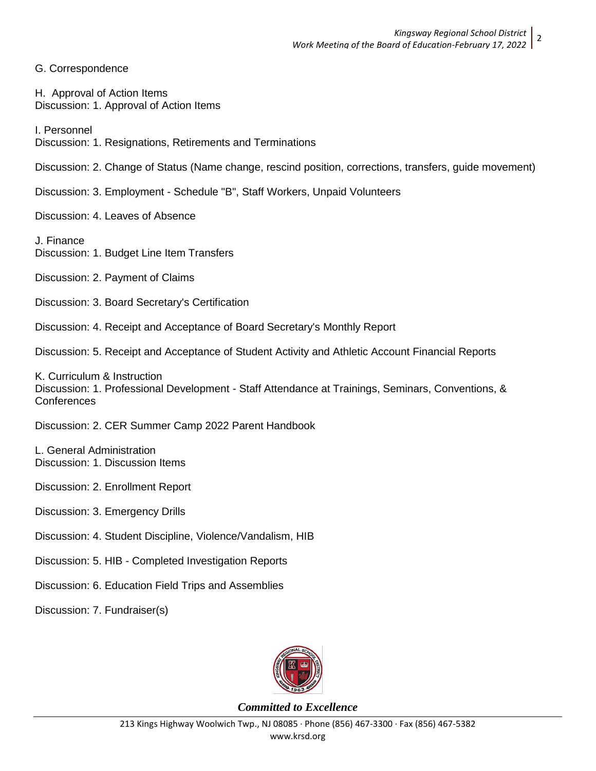G. Correspondence

H. Approval of Action Items
Discussion: 1. Approval of Action Items

I. Personnel
Discussion: 1. Resignations, Retirements and Terminations

Discussion: 2. Change of Status (Name change, rescind position, corrections, transfers, guide movement)

Discussion: 3. Employment - Schedule "B", Staff Workers, Unpaid Volunteers

Discussion: 4. Leaves of Absence

J. Finance
Discussion: 1. Budget Line Item Transfers

Discussion: 2. Payment of Claims

Discussion: 3. Board Secretary's Certification

Discussion: 4. Receipt and Acceptance of Board Secretary's Monthly Report

Discussion: 5. Receipt and Acceptance of Student Activity and Athletic Account Financial Reports

K. Curriculum & Instruction
Discussion: 1. Professional Development - Staff Attendance at Trainings, Seminars, Conventions, & Conferences

Discussion: 2. CER Summer Camp 2022 Parent Handbook

L. General Administration
Discussion: 1. Discussion Items

Discussion: 2. Enrollment Report

Discussion: 3. Emergency Drills

Discussion: 4. Student Discipline, Violence/Vandalism, HIB

Discussion: 5. HIB - Completed Investigation Reports

Discussion: 6. Education Field Trips and Assemblies

Discussion: 7. Fundraiser(s)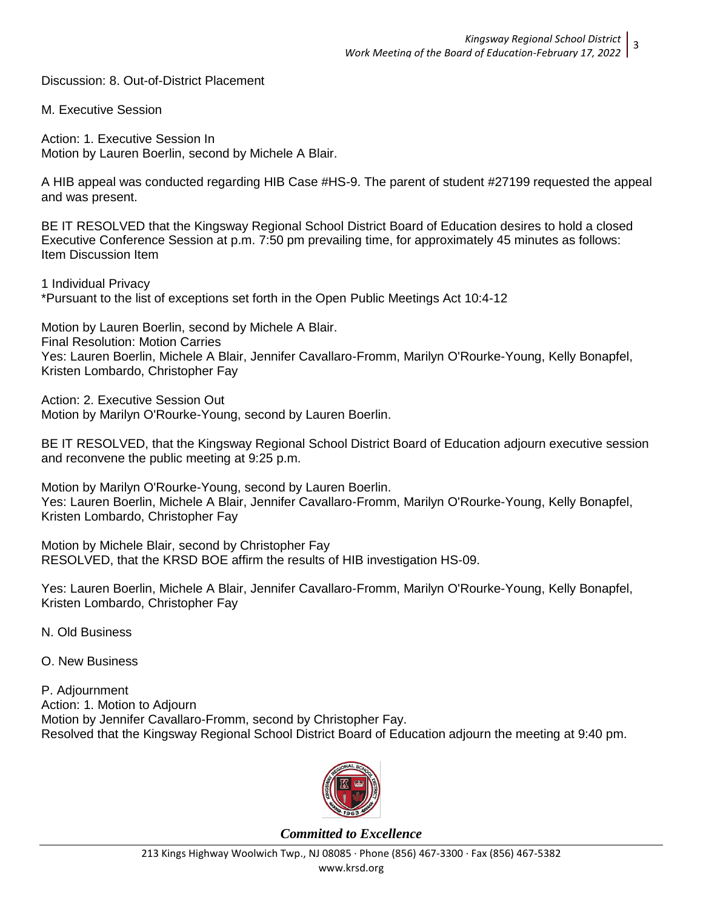Discussion: 8. Out-of-District Placement

M. Executive Session

Action: 1. Executive Session In
Motion by Lauren Boerlin, second by Michele A Blair.

A HIB appeal was conducted regarding HIB Case #HS-9. The parent of student #27199 requested the appeal and was present.

BE IT RESOLVED that the Kingsway Regional School District Board of Education desires to hold a closed Executive Conference Session at p.m. 7:50 pm prevailing time, for approximately 45 minutes as follows:
Item Discussion Item

1 Individual Privacy
*Pursuant to the list of exceptions set forth in the Open Public Meetings Act 10:4-12

Motion by Lauren Boerlin, second by Michele A Blair.
Final Resolution: Motion Carries
Yes: Lauren Boerlin, Michele A Blair, Jennifer Cavallaro-Fromm, Marilyn O'Rourke-Young, Kelly Bonapfel, Kristen Lombardo, Christopher Fay

Action: 2. Executive Session Out
Motion by Marilyn O'Rourke-Young, second by Lauren Boerlin.

BE IT RESOLVED, that the Kingsway Regional School District Board of Education adjourn executive session and reconvene the public meeting at 9:25 p.m.

Motion by Marilyn O'Rourke-Young, second by Lauren Boerlin.
Yes: Lauren Boerlin, Michele A Blair, Jennifer Cavallaro-Fromm, Marilyn O'Rourke-Young, Kelly Bonapfel, Kristen Lombardo, Christopher Fay

Motion by Michele Blair, second by Christopher Fay
RESOLVED, that the KRSD BOE affirm the results of HIB investigation HS-09.

Yes: Lauren Boerlin, Michele A Blair, Jennifer Cavallaro-Fromm, Marilyn O'Rourke-Young, Kelly Bonapfel, Kristen Lombardo, Christopher Fay

N. Old Business

O. New Business

P. Adjournment
Action: 1. Motion to Adjourn
Motion by Jennifer Cavallaro-Fromm, second by Christopher Fay.
Resolved that the Kingsway Regional School District Board of Education adjourn the meeting at 9:40 pm.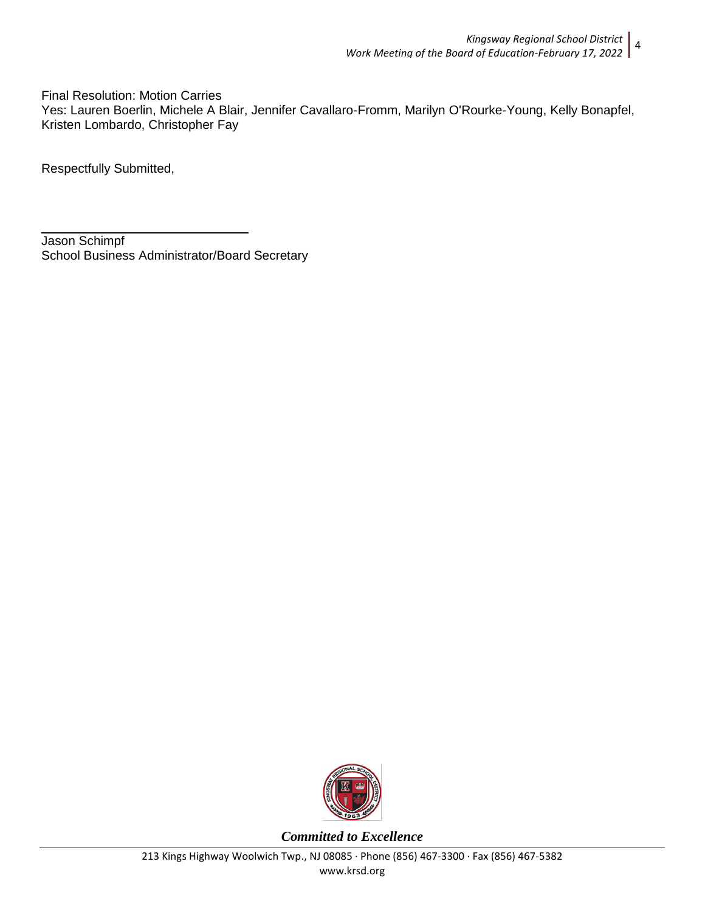Final Resolution: Motion Carries
Yes: Lauren Boerlin, Michele A Blair, Jennifer Cavallaro-Fromm, Marilyn O'Rourke-Young, Kelly Bonapfel, Kristen Lombardo, Christopher Fay

Respectfully Submitted,

Jason Schimpf
School Business Administrator/Board Secretary